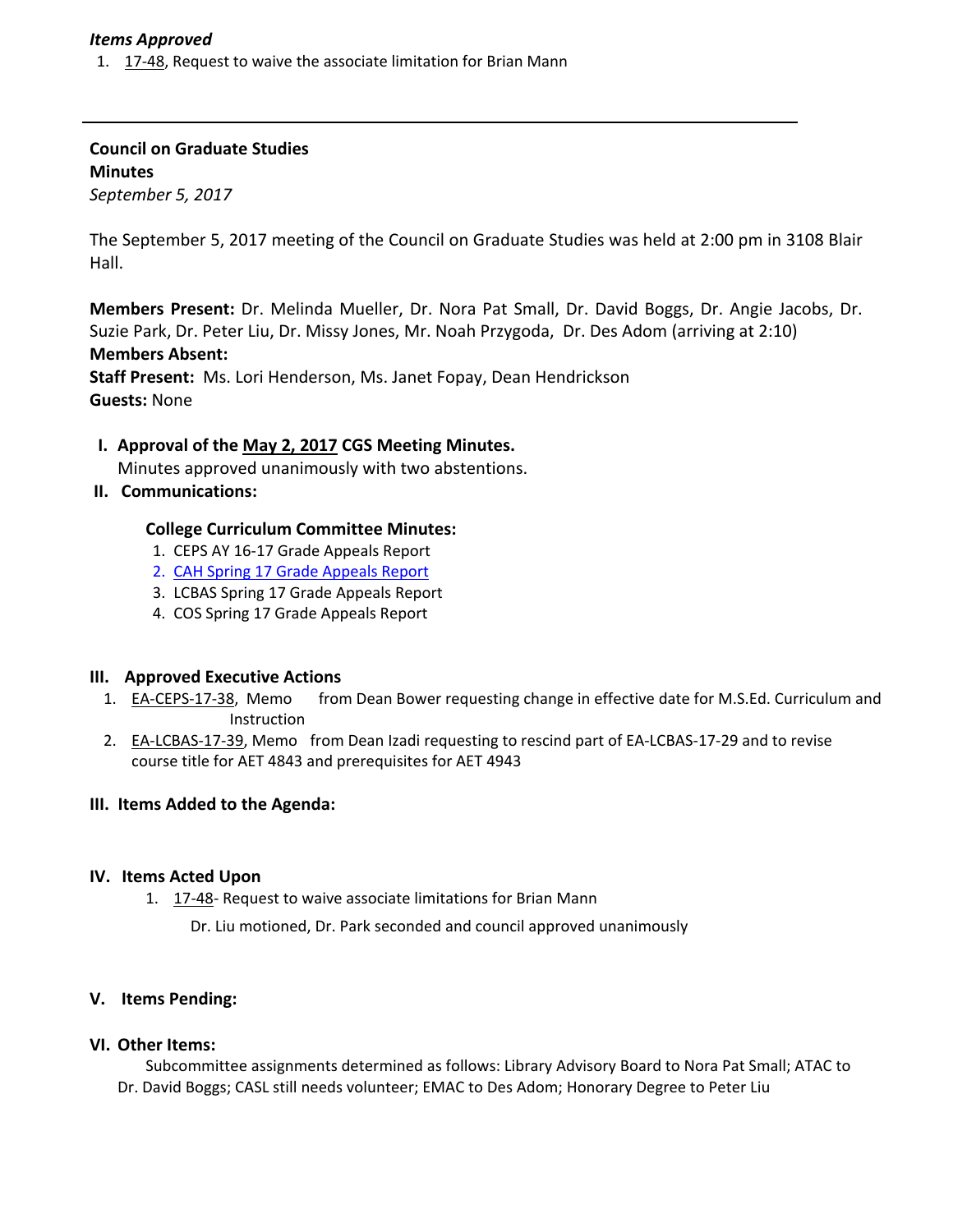*Items Approved*

1. 17-48, Request to waive the associate limitation for Brian Mann

---

**Council on Graduate Studies**
**Minutes**
*September 5, 2017*

The September 5, 2017 meeting of the Council on Graduate Studies was held at 2:00 pm in 3108 Blair Hall.

**Members Present:** Dr. Melinda Mueller, Dr. Nora Pat Small, Dr. David Boggs, Dr. Angie Jacobs, Dr. Suzie Park, Dr. Peter Liu, Dr. Missy Jones, Mr. Noah Przygoda, Dr. Des Adom (arriving at 2:10)
**Members Absent:**
**Staff Present:** Ms. Lori Henderson, Ms. Janet Fopay, Dean Hendrickson
**Guests:** None

**I. Approval of the May 2, 2017 CGS Meeting Minutes.**
Minutes approved unanimously with two abstentions.

**II. Communications:**

**College Curriculum Committee Minutes:**

1. CEPS AY 16-17 Grade Appeals Report
2. CAH Spring 17 Grade Appeals Report
3. LCBAS Spring 17 Grade Appeals Report
4. COS Spring 17 Grade Appeals Report

**III. Approved Executive Actions**

1. EA-CEPS-17-38, Memo from Dean Bower requesting change in effective date for M.S.Ed. Curriculum and Instruction
2. EA-LCBAS-17-39, Memo from Dean Izadi requesting to rescind part of EA-LCBAS-17-29 and to revise course title for AET 4843 and prerequisites for AET 4943

**III. Items Added to the Agenda:**

**IV. Items Acted Upon**

1. 17-48- Request to waive associate limitations for Brian Mann

   Dr. Liu motioned, Dr. Park seconded and council approved unanimously

**V. Items Pending:**

**VI. Other Items:**

Subcommittee assignments determined as follows: Library Advisory Board to Nora Pat Small; ATAC to Dr. David Boggs; CASL still needs volunteer; EMAC to Des Adom; Honorary Degree to Peter Liu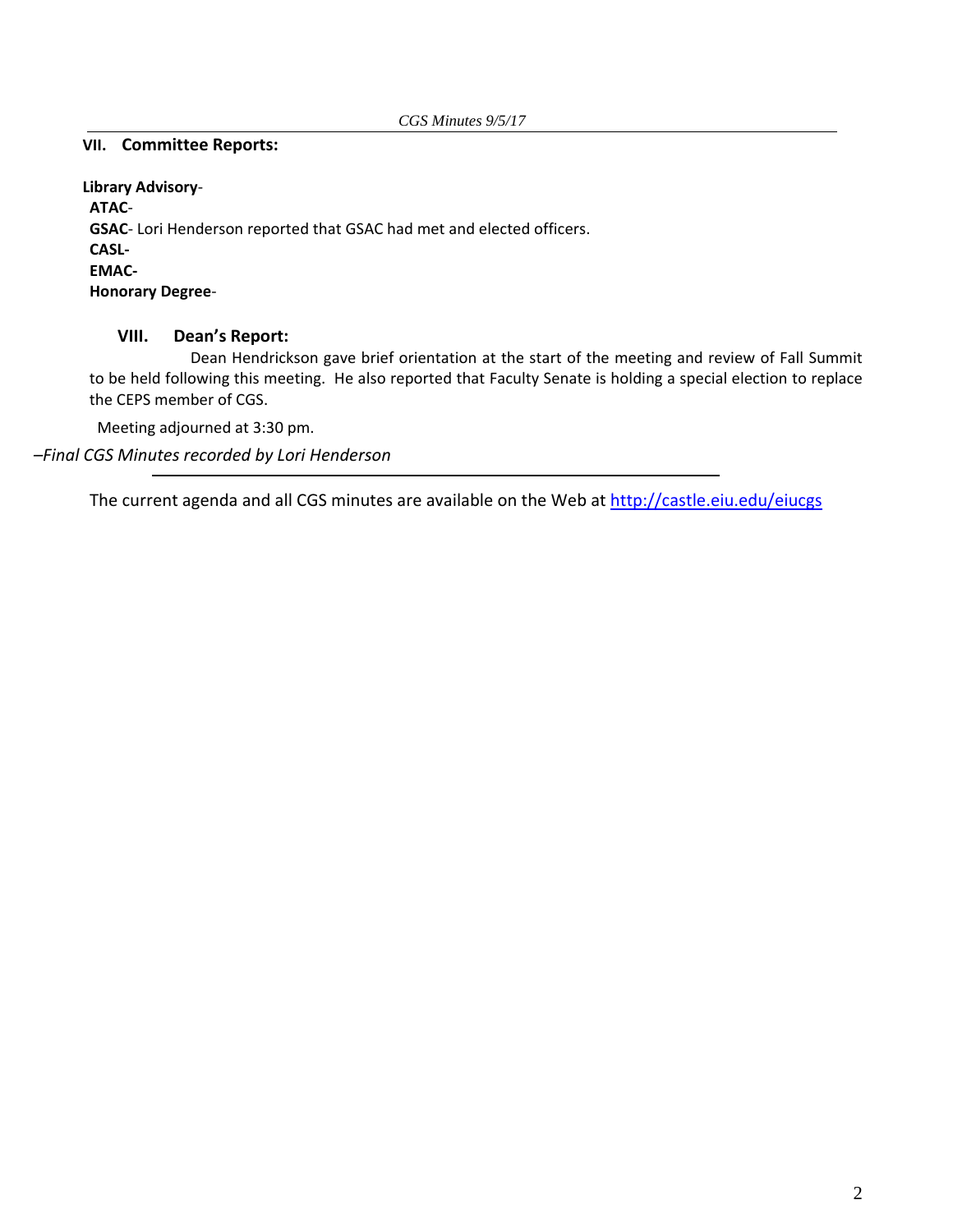## VII. Committee Reports:

**Library Advisory**-

**ATAC**-

**GSAC**- Lori Henderson reported that GSAC had met and elected officers.

**CASL-**

**EMAC-**

**Honorary Degree**-

## VIII. Dean's Report:

Dean Hendrickson gave brief orientation at the start of the meeting and review of Fall Summit to be held following this meeting. He also reported that Faculty Senate is holding a special election to replace the CEPS member of CGS.

Meeting adjourned at 3:30 pm.

*–Final CGS Minutes recorded by Lori Henderson*

---

The current agenda and all CGS minutes are available on the Web at [http://castle.eiu.edu/eiucgs](http://castle.eiu.edu/eiucgs)